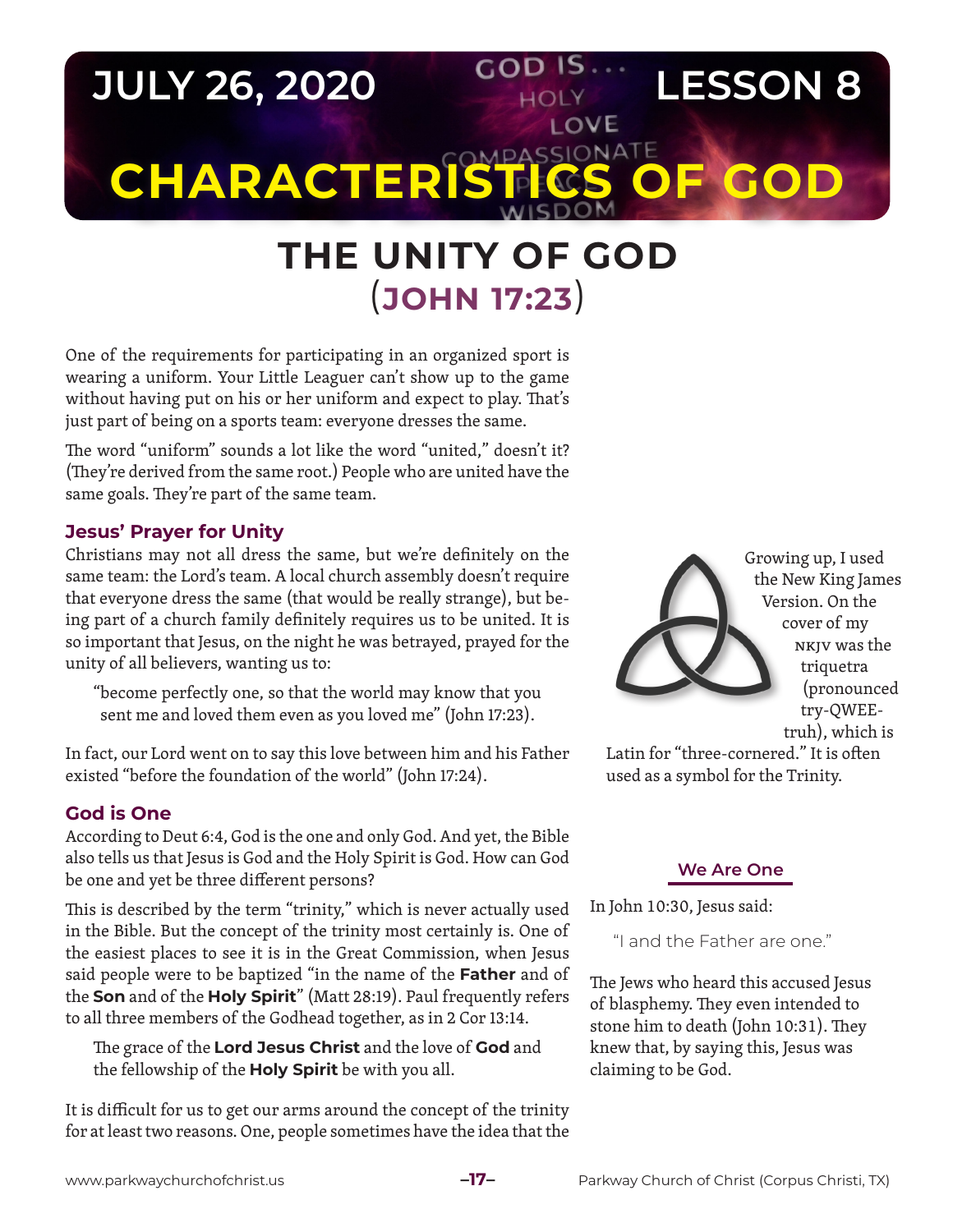# JULY 26, 2020 — LESSON 8

# CHARACTERISTICS OF GOD

## THE UNITY OF GOD (JOHN 17:23)

One of the requirements for participating in an organized sport is wearing a uniform. Your Little Leaguer can't show up to the game without having put on his or her uniform and expect to play. That's just part of being on a sports team: everyone dresses the same.

The word "uniform" sounds a lot like the word "united," doesn't it? (They're derived from the same root.) People who are united have the same goals. They're part of the same team.

### Jesus' Prayer for Unity

Christians may not all dress the same, but we're definitely on the same team: the Lord's team. A local church assembly doesn't require that everyone dress the same (that would be really strange), but being part of a church family definitely requires us to be united. It is so important that Jesus, on the night he was betrayed, prayed for the unity of all believers, wanting us to:

> "become perfectly one, so that the world may know that you sent me and loved them even as you loved me" (John 17:23).

In fact, our Lord went on to say this love between him and his Father existed "before the foundation of the world" (John 17:24).

### God is One

According to Deut 6:4, God is the one and only God. And yet, the Bible also tells us that Jesus is God and the Holy Spirit is God. How can God be one and yet be three different persons?

This is described by the term "trinity," which is never actually used in the Bible. But the concept of the trinity most certainly is. One of the easiest places to see it is in the Great Commission, when Jesus said people were to be baptized "in the name of the **Father** and of the **Son** and of the **Holy Spirit**" (Matt 28:19). Paul frequently refers to all three members of the Godhead together, as in 2 Cor 13:14.

> The grace of the **Lord Jesus Christ** and the love of **God** and the fellowship of the **Holy Spirit** be with you all.

It is difficult for us to get our arms around the concept of the trinity for at least two reasons. One, people sometimes have the idea that the

Growing up, I used the New King James Version. On the cover of my NKJV was the triquetra (pronounced try-QWEE-truh), which is Latin for "three-cornered." It is often used as a symbol for the Trinity.

#### We Are One

In John 10:30, Jesus said:

> "I and the Father are one."

The Jews who heard this accused Jesus of blasphemy. They even intended to stone him to death (John 10:31). They knew that, by saying this, Jesus was claiming to be God.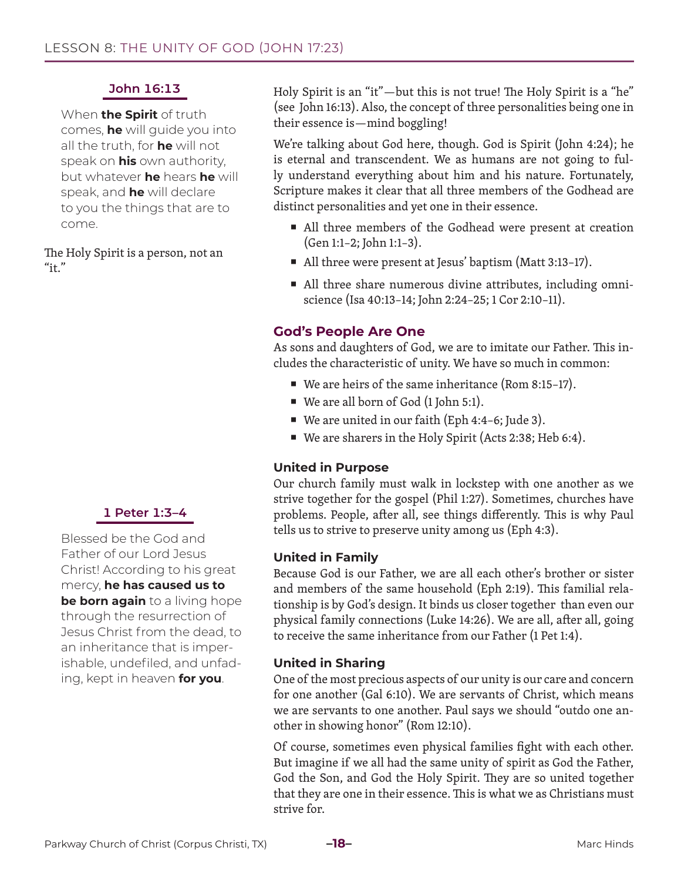#### John 16:13

When **the Spirit** of truth comes, **he** will guide you into all the truth, for **he** will not speak on **his** own authority, but whatever **he** hears **he** will speak, and **he** will declare to you the things that are to come.

The Holy Spirit is a person, not an "it."

Holy Spirit is an "it"—but this is not true! The Holy Spirit is a "he" (see John 16:13). Also, the concept of three personalities being one in their essence is—mind boggling!

We're talking about God here, though. God is Spirit (John 4:24); he is eternal and transcendent. We as humans are not going to fully understand everything about him and his nature. Fortunately, Scripture makes it clear that all three members of the Godhead are distinct personalities and yet one in their essence.

- All three members of the Godhead were present at creation (Gen 1:1–2; John 1:1–3).
- All three were present at Jesus' baptism (Matt 3:13–17).
- All three share numerous divine attributes, including omniscience (Isa 40:13–14; John 2:24–25; 1 Cor 2:10–11).

## God's People Are One

As sons and daughters of God, we are to imitate our Father. This includes the characteristic of unity. We have so much in common:

- We are heirs of the same inheritance (Rom 8:15–17).
- We are all born of God (1 John 5:1).
- We are united in our faith (Eph 4:4–6; Jude 3).
- We are sharers in the Holy Spirit (Acts 2:38; Heb 6:4).

### United in Purpose

Our church family must walk in lockstep with one another as we strive together for the gospel (Phil 1:27). Sometimes, churches have problems. People, after all, see things differently. This is why Paul tells us to strive to preserve unity among us (Eph 4:3).

#### 1 Peter 1:3–4

Blessed be the God and Father of our Lord Jesus Christ! According to his great mercy, **he has caused us to be born again** to a living hope through the resurrection of Jesus Christ from the dead, to an inheritance that is imperishable, undefiled, and unfading, kept in heaven **for you**.

### United in Family

Because God is our Father, we are all each other's brother or sister and members of the same household (Eph 2:19). This familial relationship is by God's design. It binds us closer together than even our physical family connections (Luke 14:26). We are all, after all, going to receive the same inheritance from our Father (1 Pet 1:4).

### United in Sharing

One of the most precious aspects of our unity is our care and concern for one another (Gal 6:10). We are servants of Christ, which means we are servants to one another. Paul says we should "outdo one another in showing honor" (Rom 12:10).

Of course, sometimes even physical families fight with each other. But imagine if we all had the same unity of spirit as God the Father, God the Son, and God the Holy Spirit. They are so united together that they are one in their essence. This is what we as Christians must strive for.